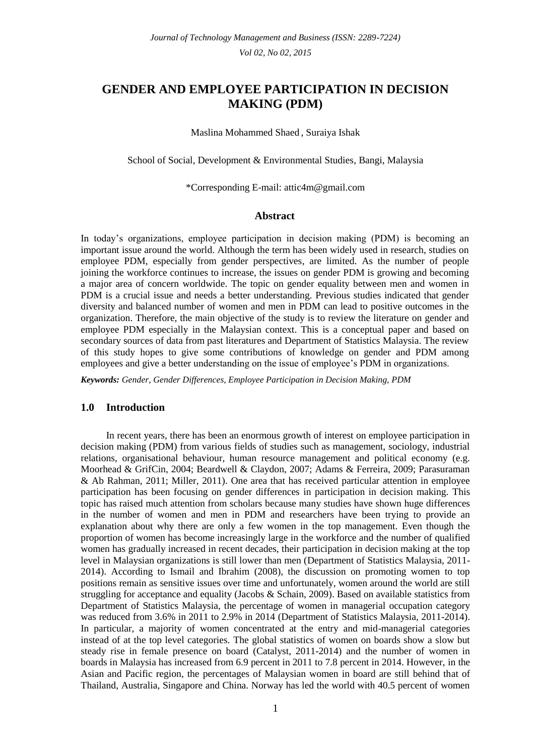# GENDER AND EMPLOYEE PARTICIPATION IN DECISION MAKING (PDM)

Maslina Mohammed Shaed , Suraiya Ishak

School of Social, Development & Environmental Studies, Bangi, Malaysia

*Corresponding E-mail: attic4m@gmail.com

## Abstract

In today's organizations, employee participation in decision making (PDM) is becoming an important issue around the world. Although the term has been widely used in research, studies on employee PDM, especially from gender perspectives, are limited. As the number of people joining the workforce continues to increase, the issues on gender PDM is growing and becoming a major area of concern worldwide. The topic on gender equality between men and women in PDM is a crucial issue and needs a better understanding. Previous studies indicated that gender diversity and balanced number of women and men in PDM can lead to positive outcomes in the organization. Therefore, the main objective of the study is to review the literature on gender and employee PDM especially in the Malaysian context. This is a conceptual paper and based on secondary sources of data from past literatures and Department of Statistics Malaysia. The review of this study hopes to give some contributions of knowledge on gender and PDM among employees and give a better understanding on the issue of employee's PDM in organizations.

***Keywords:*** *Gender, Gender Differences, Employee Participation in Decision Making, PDM*

## 1.0 Introduction

In recent years, there has been an enormous growth of interest on employee participation in decision making (PDM) from various fields of studies such as management, sociology, industrial relations, organisational behaviour, human resource management and political economy (e.g. Moorhead & GrifCin, 2004; Beardwell & Claydon, 2007; Adams & Ferreira, 2009; Parasuraman & Ab Rahman, 2011; Miller, 2011). One area that has received particular attention in employee participation has been focusing on gender differences in participation in decision making. This topic has raised much attention from scholars because many studies have shown huge differences in the number of women and men in PDM and researchers have been trying to provide an explanation about why there are only a few women in the top management. Even though the proportion of women has become increasingly large in the workforce and the number of qualified women has gradually increased in recent decades, their participation in decision making at the top level in Malaysian organizations is still lower than men (Department of Statistics Malaysia, 2011-2014). According to Ismail and Ibrahim (2008), the discussion on promoting women to top positions remain as sensitive issues over time and unfortunately, women around the world are still struggling for acceptance and equality (Jacobs & Schain, 2009). Based on available statistics from Department of Statistics Malaysia, the percentage of women in managerial occupation category was reduced from 3.6% in 2011 to 2.9% in 2014 (Department of Statistics Malaysia, 2011-2014). In particular, a majority of women concentrated at the entry and mid-managerial categories instead of at the top level categories. The global statistics of women on boards show a slow but steady rise in female presence on board (Catalyst, 2011-2014) and the number of women in boards in Malaysia has increased from 6.9 percent in 2011 to 7.8 percent in 2014. However, in the Asian and Pacific region, the percentages of Malaysian women in board are still behind that of Thailand, Australia, Singapore and China. Norway has led the world with 40.5 percent of women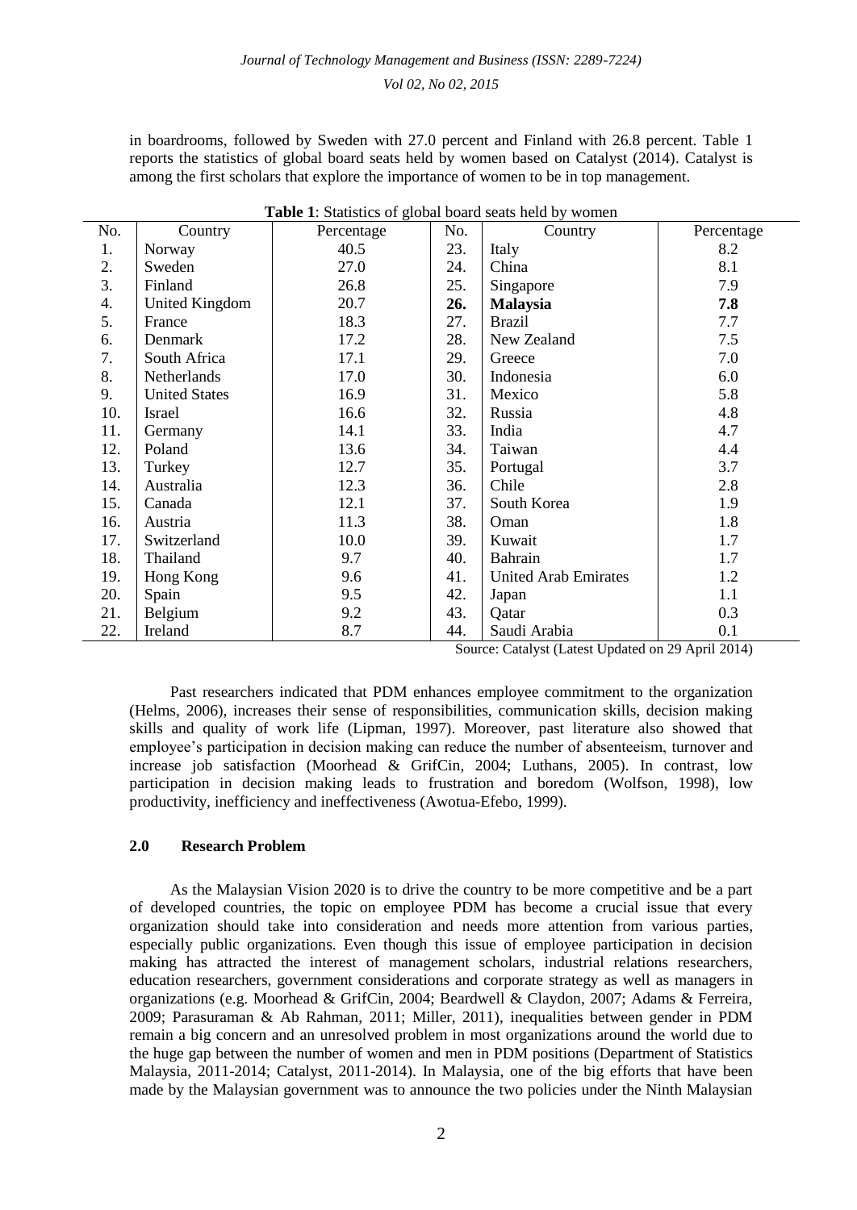in boardrooms, followed by Sweden with 27.0 percent and Finland with 26.8 percent. Table 1 reports the statistics of global board seats held by women based on Catalyst (2014). Catalyst is among the first scholars that explore the importance of women to be in top management.

**Table 1**: Statistics of global board seats held by women

| No. | Country | Percentage | No. | Country | Percentage |
|---|---|---|---|---|---|
| 1. | Norway | 40.5 | 23. | Italy | 8.2 |
| 2. | Sweden | 27.0 | 24. | China | 8.1 |
| 3. | Finland | 26.8 | 25. | Singapore | 7.9 |
| 4. | United Kingdom | 20.7 | **26.** | **Malaysia** | **7.8** |
| 5. | France | 18.3 | 27. | Brazil | 7.7 |
| 6. | Denmark | 17.2 | 28. | New Zealand | 7.5 |
| 7. | South Africa | 17.1 | 29. | Greece | 7.0 |
| 8. | Netherlands | 17.0 | 30. | Indonesia | 6.0 |
| 9. | United States | 16.9 | 31. | Mexico | 5.8 |
| 10. | Israel | 16.6 | 32. | Russia | 4.8 |
| 11. | Germany | 14.1 | 33. | India | 4.7 |
| 12. | Poland | 13.6 | 34. | Taiwan | 4.4 |
| 13. | Turkey | 12.7 | 35. | Portugal | 3.7 |
| 14. | Australia | 12.3 | 36. | Chile | 2.8 |
| 15. | Canada | 12.1 | 37. | South Korea | 1.9 |
| 16. | Austria | 11.3 | 38. | Oman | 1.8 |
| 17. | Switzerland | 10.0 | 39. | Kuwait | 1.7 |
| 18. | Thailand | 9.7 | 40. | Bahrain | 1.7 |
| 19. | Hong Kong | 9.6 | 41. | United Arab Emirates | 1.2 |
| 20. | Spain | 9.5 | 42. | Japan | 1.1 |
| 21. | Belgium | 9.2 | 43. | Qatar | 0.3 |
| 22. | Ireland | 8.7 | 44. | Saudi Arabia | 0.1 |

Source: Catalyst (Latest Updated on 29 April 2014)

Past researchers indicated that PDM enhances employee commitment to the organization (Helms, 2006), increases their sense of responsibilities, communication skills, decision making skills and quality of work life (Lipman, 1997). Moreover, past literature also showed that employee's participation in decision making can reduce the number of absenteeism, turnover and increase job satisfaction (Moorhead & GrifCin, 2004; Luthans, 2005). In contrast, low participation in decision making leads to frustration and boredom (Wolfson, 1998), low productivity, inefficiency and ineffectiveness (Awotua-Efebo, 1999).

## 2.0 Research Problem

As the Malaysian Vision 2020 is to drive the country to be more competitive and be a part of developed countries, the topic on employee PDM has become a crucial issue that every organization should take into consideration and needs more attention from various parties, especially public organizations. Even though this issue of employee participation in decision making has attracted the interest of management scholars, industrial relations researchers, education researchers, government considerations and corporate strategy as well as managers in organizations (e.g. Moorhead & GrifCin, 2004; Beardwell & Claydon, 2007; Adams & Ferreira, 2009; Parasuraman & Ab Rahman, 2011; Miller, 2011), inequalities between gender in PDM remain a big concern and an unresolved problem in most organizations around the world due to the huge gap between the number of women and men in PDM positions (Department of Statistics Malaysia, 2011-2014; Catalyst, 2011-2014). In Malaysia, one of the big efforts that have been made by the Malaysian government was to announce the two policies under the Ninth Malaysian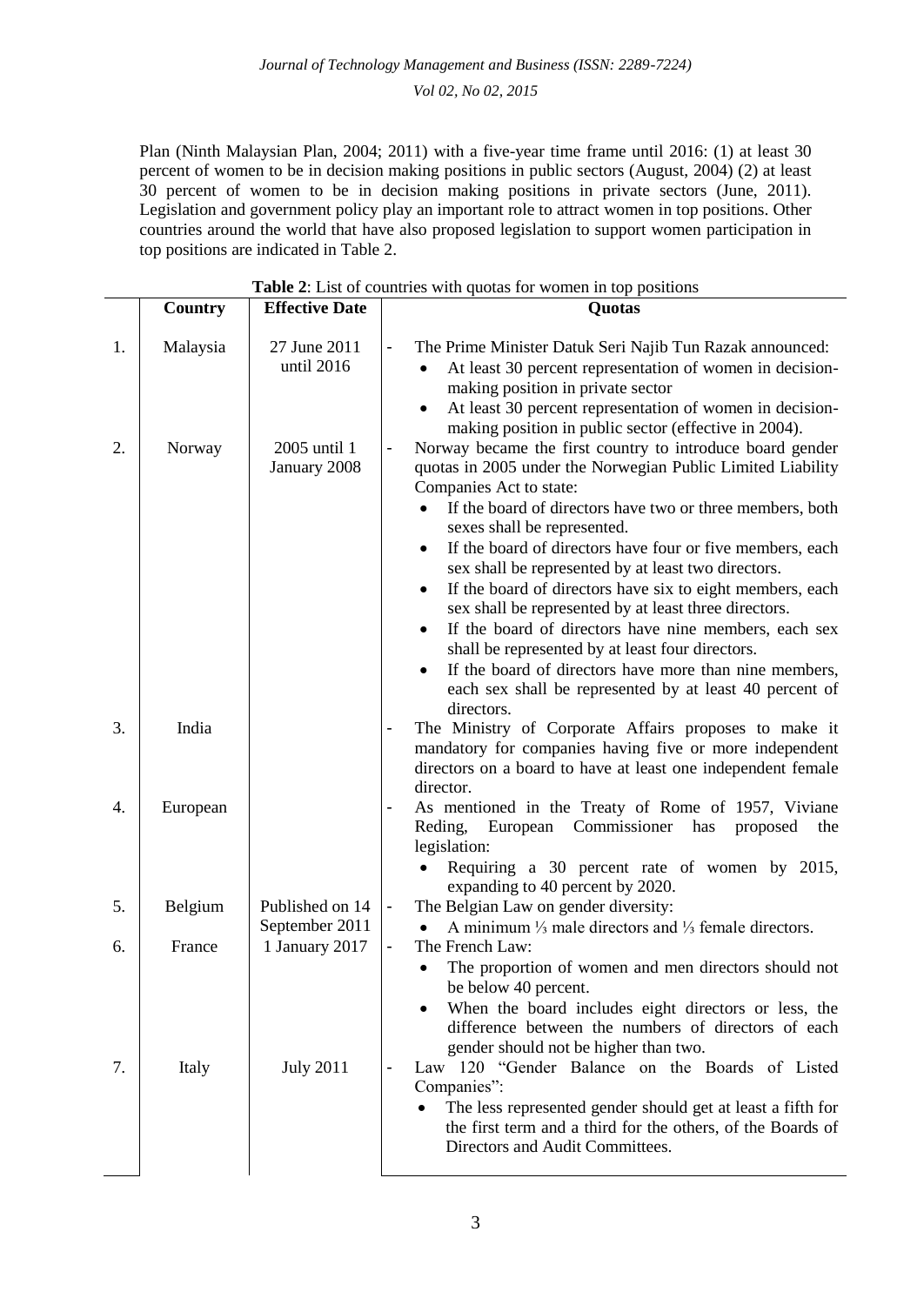Plan (Ninth Malaysian Plan, 2004; 2011) with a five-year time frame until 2016: (1) at least 30 percent of women to be in decision making positions in public sectors (August, 2004) (2) at least 30 percent of women to be in decision making positions in private sectors (June, 2011). Legislation and government policy play an important role to attract women in top positions. Other countries around the world that have also proposed legislation to support women participation in top positions are indicated in Table 2.

**Table 2**: List of countries with quotas for women in top positions

| | Country | Effective Date | Quotas |
|---|---|---|---|
| 1. | Malaysia | 27 June 2011 until 2016 | - The Prime Minister Datuk Seri Najib Tun Razak announced:<br>• At least 30 percent representation of women in decision-making position in private sector<br>• At least 30 percent representation of women in decision-making position in public sector (effective in 2004). |
| 2. | Norway | 2005 until 1 January 2008 | - Norway became the first country to introduce board gender quotas in 2005 under the Norwegian Public Limited Liability Companies Act to state:<br>• If the board of directors have two or three members, both sexes shall be represented.<br>• If the board of directors have four or five members, each sex shall be represented by at least two directors.<br>• If the board of directors have six to eight members, each sex shall be represented by at least three directors.<br>• If the board of directors have nine members, each sex shall be represented by at least four directors.<br>• If the board of directors have more than nine members, each sex shall be represented by at least 40 percent of directors. |
| 3. | India | | - The Ministry of Corporate Affairs proposes to make it mandatory for companies having five or more independent directors on a board to have at least one independent female director. |
| 4. | European | | - As mentioned in the Treaty of Rome of 1957, Viviane Reding, European Commissioner has proposed the legislation:<br>• Requiring a 30 percent rate of women by 2015, expanding to 40 percent by 2020. |
| 5. | Belgium | Published on 14 September 2011 | - The Belgian Law on gender diversity:<br>• A minimum ⅓ male directors and ⅓ female directors. |
| 6. | France | 1 January 2017 | - The French Law:<br>• The proportion of women and men directors should not be below 40 percent.<br>• When the board includes eight directors or less, the difference between the numbers of directors of each gender should not be higher than two. |
| 7. | Italy | July 2011 | - Law 120 "Gender Balance on the Boards of Listed Companies":<br>• The less represented gender should get at least a fifth for the first term and a third for the others, of the Boards of Directors and Audit Committees. |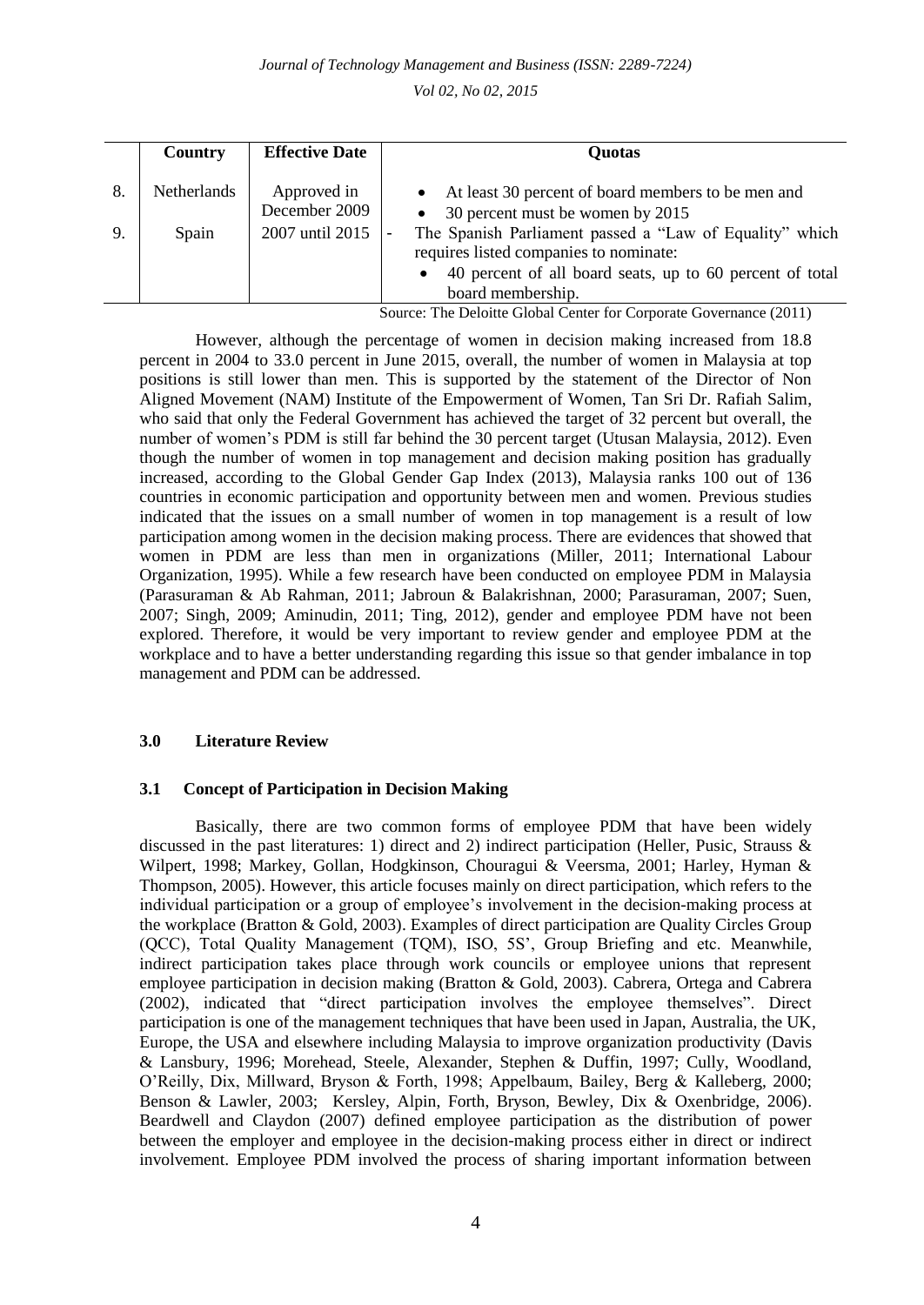| | Country | Effective Date | Quotas |
|---|---|---|---|
| 8. | Netherlands | Approved in December 2009 | • At least 30 percent of board members to be men and<br>• 30 percent must be women by 2015 |
| 9. | Spain | 2007 until 2015 | - The Spanish Parliament passed a "Law of Equality" which requires listed companies to nominate:<br>• 40 percent of all board seats, up to 60 percent of total board membership. |

Source: The Deloitte Global Center for Corporate Governance (2011)

However, although the percentage of women in decision making increased from 18.8 percent in 2004 to 33.0 percent in June 2015, overall, the number of women in Malaysia at top positions is still lower than men. This is supported by the statement of the Director of Non Aligned Movement (NAM) Institute of the Empowerment of Women, Tan Sri Dr. Rafiah Salim, who said that only the Federal Government has achieved the target of 32 percent but overall, the number of women's PDM is still far behind the 30 percent target (Utusan Malaysia, 2012). Even though the number of women in top management and decision making position has gradually increased, according to the Global Gender Gap Index (2013), Malaysia ranks 100 out of 136 countries in economic participation and opportunity between men and women. Previous studies indicated that the issues on a small number of women in top management is a result of low participation among women in the decision making process. There are evidences that showed that women in PDM are less than men in organizations (Miller, 2011; International Labour Organization, 1995). While a few research have been conducted on employee PDM in Malaysia (Parasuraman & Ab Rahman, 2011; Jabroun & Balakrishnan, 2000; Parasuraman, 2007; Suen, 2007; Singh, 2009; Aminudin, 2011; Ting, 2012), gender and employee PDM have not been explored. Therefore, it would be very important to review gender and employee PDM at the workplace and to have a better understanding regarding this issue so that gender imbalance in top management and PDM can be addressed.

## 3.0 Literature Review

### 3.1 Concept of Participation in Decision Making

Basically, there are two common forms of employee PDM that have been widely discussed in the past literatures: 1) direct and 2) indirect participation (Heller, Pusic, Strauss & Wilpert, 1998; Markey, Gollan, Hodgkinson, Chouragui & Veersma, 2001; Harley, Hyman & Thompson, 2005). However, this article focuses mainly on direct participation, which refers to the individual participation or a group of employee's involvement in the decision-making process at the workplace (Bratton & Gold, 2003). Examples of direct participation are Quality Circles Group (QCC), Total Quality Management (TQM), ISO, 5S', Group Briefing and etc. Meanwhile, indirect participation takes place through work councils or employee unions that represent employee participation in decision making (Bratton & Gold, 2003). Cabrera, Ortega and Cabrera (2002), indicated that "direct participation involves the employee themselves". Direct participation is one of the management techniques that have been used in Japan, Australia, the UK, Europe, the USA and elsewhere including Malaysia to improve organization productivity (Davis & Lansbury, 1996; Morehead, Steele, Alexander, Stephen & Duffin, 1997; Cully, Woodland, O'Reilly, Dix, Millward, Bryson & Forth, 1998; Appelbaum, Bailey, Berg & Kalleberg, 2000; Benson & Lawler, 2003; Kersley, Alpin, Forth, Bryson, Bewley, Dix & Oxenbridge, 2006). Beardwell and Claydon (2007) defined employee participation as the distribution of power between the employer and employee in the decision-making process either in direct or indirect involvement. Employee PDM involved the process of sharing important information between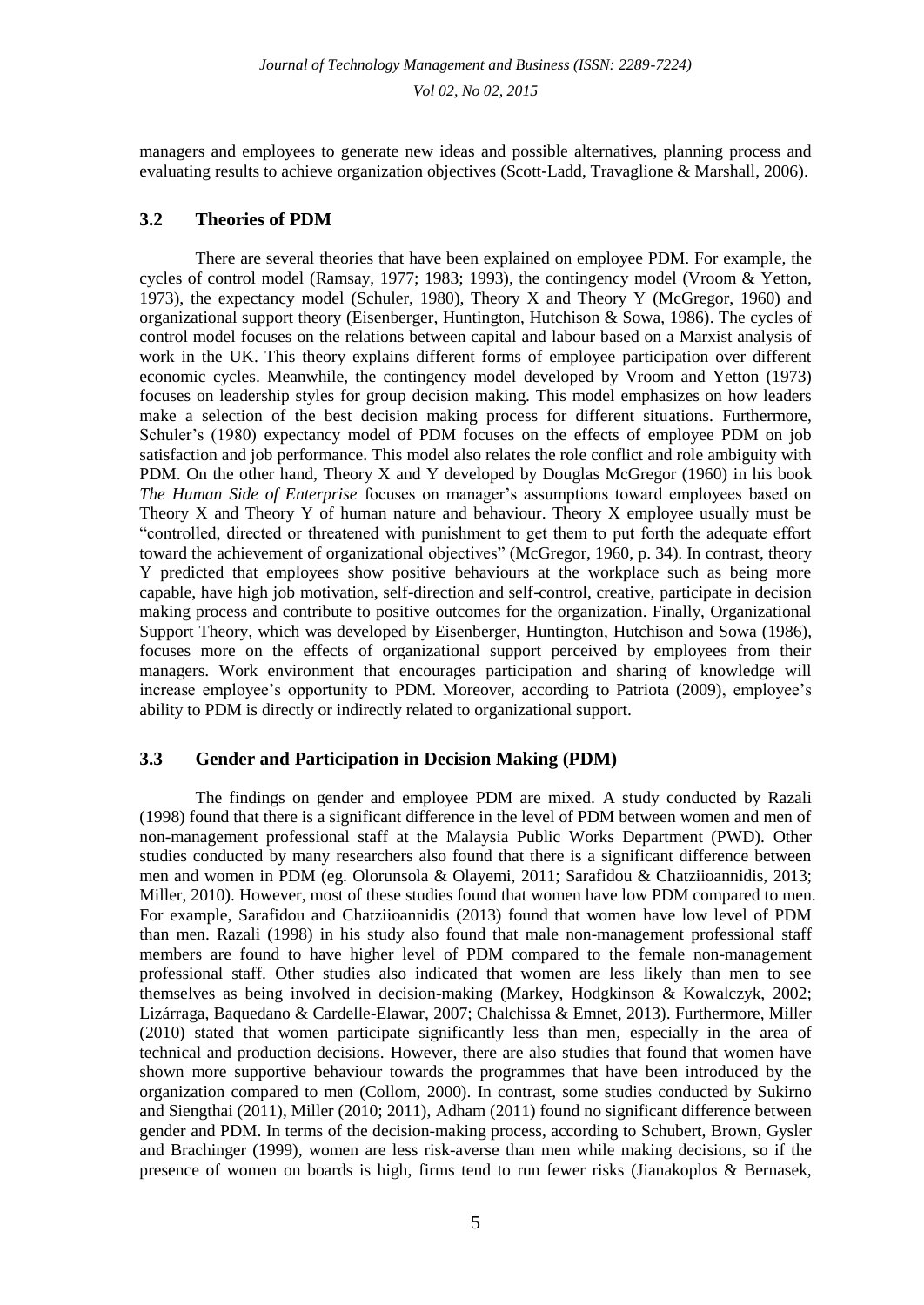managers and employees to generate new ideas and possible alternatives, planning process and evaluating results to achieve organization objectives (Scott-Ladd, Travaglione & Marshall, 2006).

### 3.2 Theories of PDM

There are several theories that have been explained on employee PDM. For example, the cycles of control model (Ramsay, 1977; 1983; 1993), the contingency model (Vroom & Yetton, 1973), the expectancy model (Schuler, 1980), Theory X and Theory Y (McGregor, 1960) and organizational support theory (Eisenberger, Huntington, Hutchison & Sowa, 1986). The cycles of control model focuses on the relations between capital and labour based on a Marxist analysis of work in the UK. This theory explains different forms of employee participation over different economic cycles. Meanwhile, the contingency model developed by Vroom and Yetton (1973) focuses on leadership styles for group decision making. This model emphasizes on how leaders make a selection of the best decision making process for different situations. Furthermore, Schuler's (1980) expectancy model of PDM focuses on the effects of employee PDM on job satisfaction and job performance. This model also relates the role conflict and role ambiguity with PDM. On the other hand, Theory X and Y developed by Douglas McGregor (1960) in his book *The Human Side of Enterprise* focuses on manager's assumptions toward employees based on Theory X and Theory Y of human nature and behaviour. Theory X employee usually must be "controlled, directed or threatened with punishment to get them to put forth the adequate effort toward the achievement of organizational objectives" (McGregor, 1960, p. 34). In contrast, theory Y predicted that employees show positive behaviours at the workplace such as being more capable, have high job motivation, self-direction and self-control, creative, participate in decision making process and contribute to positive outcomes for the organization. Finally, Organizational Support Theory, which was developed by Eisenberger, Huntington, Hutchison and Sowa (1986), focuses more on the effects of organizational support perceived by employees from their managers. Work environment that encourages participation and sharing of knowledge will increase employee's opportunity to PDM. Moreover, according to Patriota (2009), employee's ability to PDM is directly or indirectly related to organizational support.

### 3.3 Gender and Participation in Decision Making (PDM)

The findings on gender and employee PDM are mixed. A study conducted by Razali (1998) found that there is a significant difference in the level of PDM between women and men of non-management professional staff at the Malaysia Public Works Department (PWD). Other studies conducted by many researchers also found that there is a significant difference between men and women in PDM (eg. Olorunsola & Olayemi, 2011; Sarafidou & Chatziioannidis, 2013; Miller, 2010). However, most of these studies found that women have low PDM compared to men. For example, Sarafidou and Chatziioannidis (2013) found that women have low level of PDM than men. Razali (1998) in his study also found that male non-management professional staff members are found to have higher level of PDM compared to the female non-management professional staff. Other studies also indicated that women are less likely than men to see themselves as being involved in decision-making (Markey, Hodgkinson & Kowalczyk, 2002; Lizárraga, Baquedano & Cardelle-Elawar, 2007; Chalchissa & Emnet, 2013). Furthermore, Miller (2010) stated that women participate significantly less than men, especially in the area of technical and production decisions. However, there are also studies that found that women have shown more supportive behaviour towards the programmes that have been introduced by the organization compared to men (Collom, 2000). In contrast, some studies conducted by Sukirno and Siengthai (2011), Miller (2010; 2011), Adham (2011) found no significant difference between gender and PDM. In terms of the decision-making process, according to Schubert, Brown, Gysler and Brachinger (1999), women are less risk-averse than men while making decisions, so if the presence of women on boards is high, firms tend to run fewer risks (Jianakoplos & Bernasek,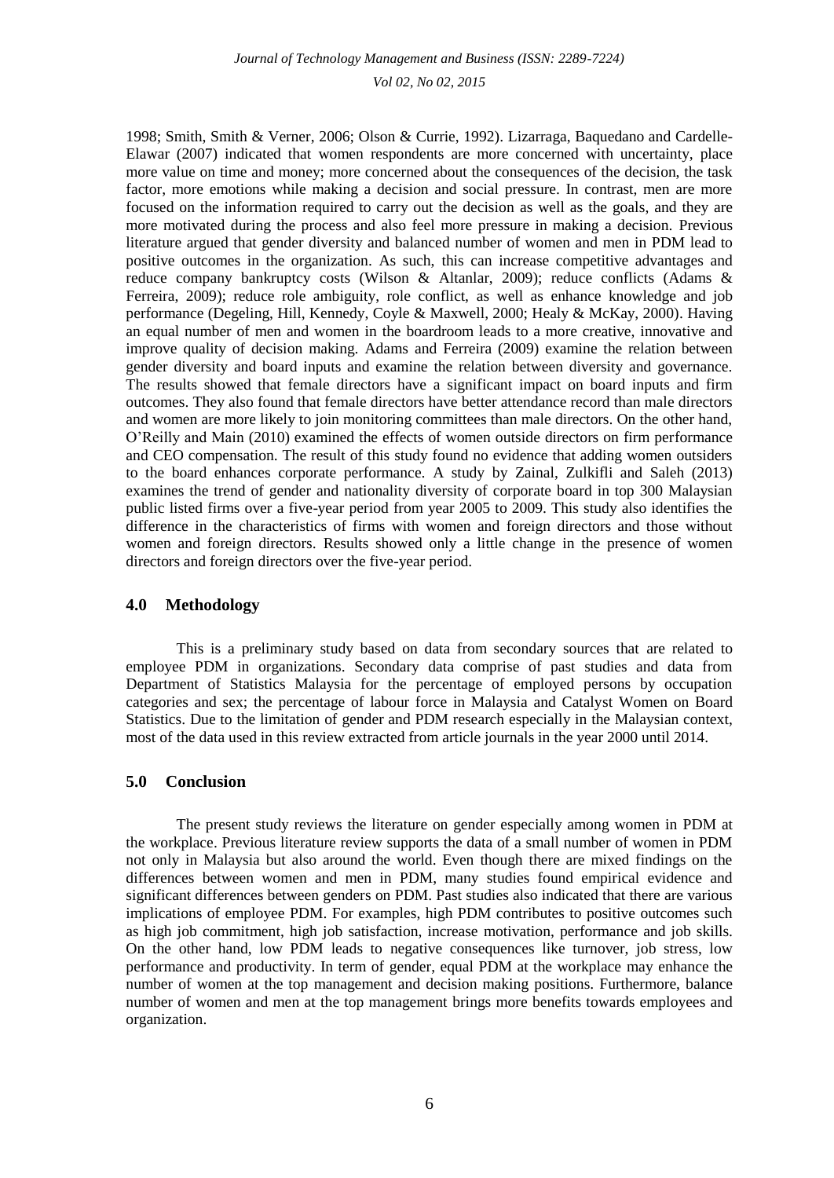1998; Smith, Smith & Verner, 2006; Olson & Currie, 1992). Lizarraga, Baquedano and Cardelle-Elawar (2007) indicated that women respondents are more concerned with uncertainty, place more value on time and money; more concerned about the consequences of the decision, the task factor, more emotions while making a decision and social pressure. In contrast, men are more focused on the information required to carry out the decision as well as the goals, and they are more motivated during the process and also feel more pressure in making a decision. Previous literature argued that gender diversity and balanced number of women and men in PDM lead to positive outcomes in the organization. As such, this can increase competitive advantages and reduce company bankruptcy costs (Wilson & Altanlar, 2009); reduce conflicts (Adams & Ferreira, 2009); reduce role ambiguity, role conflict, as well as enhance knowledge and job performance (Degeling, Hill, Kennedy, Coyle & Maxwell, 2000; Healy & McKay, 2000). Having an equal number of men and women in the boardroom leads to a more creative, innovative and improve quality of decision making. Adams and Ferreira (2009) examine the relation between gender diversity and board inputs and examine the relation between diversity and governance. The results showed that female directors have a significant impact on board inputs and firm outcomes. They also found that female directors have better attendance record than male directors and women are more likely to join monitoring committees than male directors. On the other hand, O'Reilly and Main (2010) examined the effects of women outside directors on firm performance and CEO compensation. The result of this study found no evidence that adding women outsiders to the board enhances corporate performance. A study by Zainal, Zulkifli and Saleh (2013) examines the trend of gender and nationality diversity of corporate board in top 300 Malaysian public listed firms over a five-year period from year 2005 to 2009. This study also identifies the difference in the characteristics of firms with women and foreign directors and those without women and foreign directors. Results showed only a little change in the presence of women directors and foreign directors over the five-year period.

## 4.0 Methodology

This is a preliminary study based on data from secondary sources that are related to employee PDM in organizations. Secondary data comprise of past studies and data from Department of Statistics Malaysia for the percentage of employed persons by occupation categories and sex; the percentage of labour force in Malaysia and Catalyst Women on Board Statistics. Due to the limitation of gender and PDM research especially in the Malaysian context, most of the data used in this review extracted from article journals in the year 2000 until 2014.

## 5.0 Conclusion

The present study reviews the literature on gender especially among women in PDM at the workplace. Previous literature review supports the data of a small number of women in PDM not only in Malaysia but also around the world. Even though there are mixed findings on the differences between women and men in PDM, many studies found empirical evidence and significant differences between genders on PDM. Past studies also indicated that there are various implications of employee PDM. For examples, high PDM contributes to positive outcomes such as high job commitment, high job satisfaction, increase motivation, performance and job skills. On the other hand, low PDM leads to negative consequences like turnover, job stress, low performance and productivity. In term of gender, equal PDM at the workplace may enhance the number of women at the top management and decision making positions. Furthermore, balance number of women and men at the top management brings more benefits towards employees and organization.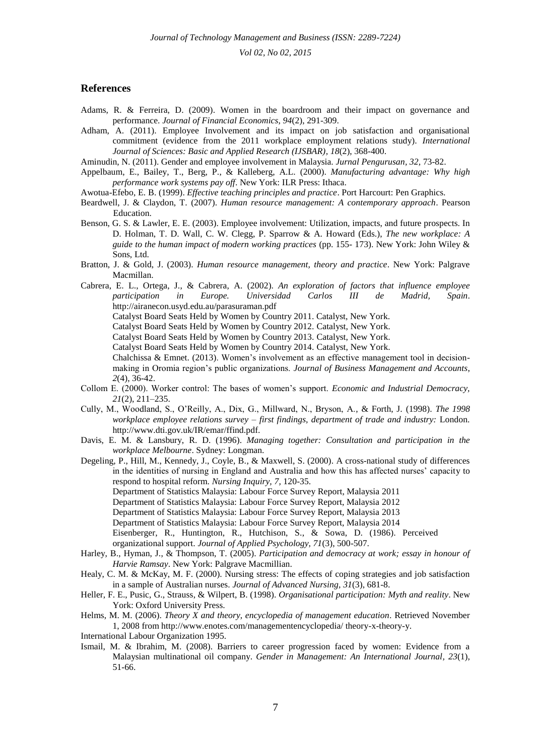## References

Adams, R. & Ferreira, D. (2009). Women in the boardroom and their impact on governance and performance. *Journal of Financial Economics, 94*(2), 291-309.

Adham, A. (2011). Employee Involvement and its impact on job satisfaction and organisational commitment (evidence from the 2011 workplace employment relations study). *International Journal of Sciences: Basic and Applied Research (IJSBAR), 18*(2), 368-400.

Aminudin, N. (2011). Gender and employee involvement in Malaysia. *Jurnal Pengurusan, 32*, 73-82.

Appelbaum, E., Bailey, T., Berg, P., & Kalleberg, A.L. (2000). *Manufacturing advantage: Why high performance work systems pay off*. New York: ILR Press: Ithaca.

Awotua-Efebo, E. B. (1999). *Effective teaching principles and practice*. Port Harcourt: Pen Graphics.

Beardwell, J. & Claydon, T. (2007). *Human resource management: A contemporary approach*. Pearson Education.

Benson, G. S. & Lawler, E. E. (2003). Employee involvement: Utilization, impacts, and future prospects. In D. Holman, T. D. Wall, C. W. Clegg, P. Sparrow & A. Howard (Eds.), *The new workplace: A guide to the human impact of modern working practices* (pp. 155- 173). New York: John Wiley & Sons, Ltd.

Bratton, J. & Gold, J. (2003). *Human resource management, theory and practice*. New York: Palgrave Macmillan.

Cabrera, E. L., Ortega, J., & Cabrera, A. (2002). *An exploration of factors that influence employee participation in Europe. Universidad Carlos III de Madrid, Spain*. http://airanecon.usyd.edu.au/parasuraman.pdf

Catalyst Board Seats Held by Women by Country 2011. Catalyst, New York.

Catalyst Board Seats Held by Women by Country 2012. Catalyst, New York.

Catalyst Board Seats Held by Women by Country 2013. Catalyst, New York.

Catalyst Board Seats Held by Women by Country 2014. Catalyst, New York.

Chalchissa & Emnet. (2013). Women's involvement as an effective management tool in decision-making in Oromia region's public organizations. *Journal of Business Management and Accounts, 2*(4), 36-42.

Collom E. (2000). Worker control: The bases of women's support. *Economic and Industrial Democracy, 21*(2), 211–235.

Cully, M., Woodland, S., O'Reilly, A., Dix, G., Millward, N., Bryson, A., & Forth, J. (1998). *The 1998 workplace employee relations survey – first findings, department of trade and industry:* London. http://www.dti.gov.uk/IR/emar/ffind.pdf.

Davis, E. M. & Lansbury, R. D. (1996). *Managing together: Consultation and participation in the workplace Melbourne*. Sydney: Longman.

Degeling, P., Hill, M., Kennedy, J., Coyle, B., & Maxwell, S. (2000). A cross-national study of differences in the identities of nursing in England and Australia and how this has affected nurses' capacity to respond to hospital reform. *Nursing Inquiry, 7*, 120-35.

Department of Statistics Malaysia: Labour Force Survey Report, Malaysia 2011

Department of Statistics Malaysia: Labour Force Survey Report, Malaysia 2012

Department of Statistics Malaysia: Labour Force Survey Report, Malaysia 2013

Department of Statistics Malaysia: Labour Force Survey Report, Malaysia 2014

Eisenberger, R., Huntington, R., Hutchison, S., & Sowa, D. (1986). Perceived organizational support. *Journal of Applied Psychology, 71*(3), 500-507.

Harley, B., Hyman, J., & Thompson, T. (2005). *Participation and democracy at work; essay in honour of Harvie Ramsay*. New York: Palgrave Macmillian.

Healy, C. M. & McKay, M. F. (2000). Nursing stress: The effects of coping strategies and job satisfaction in a sample of Australian nurses. *Journal of Advanced Nursing, 31*(3), 681-8.

Heller, F. E., Pusic, G., Strauss, & Wilpert, B. (1998). *Organisational participation: Myth and reality*. New York: Oxford University Press.

Helms, M. M. (2006). *Theory X and theory, encyclopedia of management education*. Retrieved November 1, 2008 from http://www.enotes.com/managementencyclopedia/ theory-x-theory-y.

International Labour Organization 1995.

Ismail, M. & Ibrahim, M. (2008). Barriers to career progression faced by women: Evidence from a Malaysian multinational oil company. *Gender in Management: An International Journal, 23*(1), 51-66.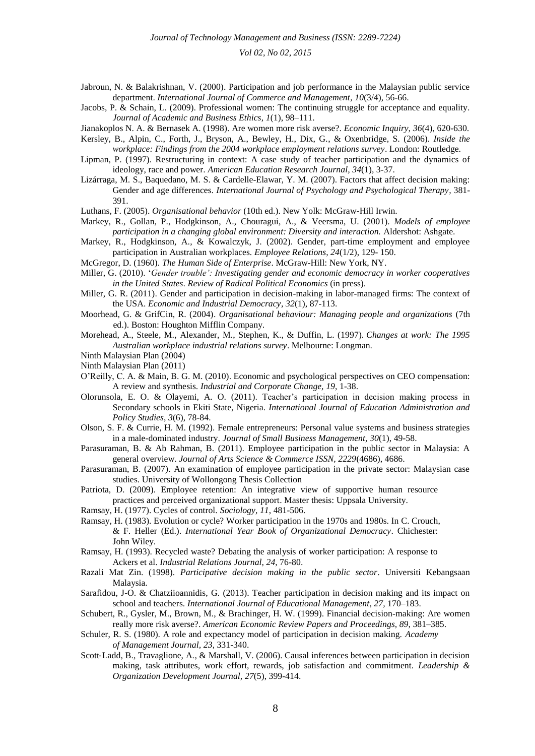Jabroun, N. & Balakrishnan, V. (2000). Participation and job performance in the Malaysian public service department. *International Journal of Commerce and Management*, *10*(3/4), 56-66.

Jacobs, P. & Schain, L. (2009). Professional women: The continuing struggle for acceptance and equality. *Journal of Academic and Business Ethics*, *1*(1), 98–111.

Jianakoplos N. A. & Bernasek A. (1998). Are women more risk averse?. *Economic Inquiry, 36*(4), 620-630.

Kersley, B., Alpin, C., Forth, J., Bryson, A., Bewley, H., Dix, G., & Oxenbridge, S. (2006). *Inside the workplace: Findings from the 2004 workplace employment relations survey*. London: Routledge.

Lipman, P. (1997). Restructuring in context: A case study of teacher participation and the dynamics of ideology, race and power. *American Education Research Journal, 34*(1), 3-37.

Lizárraga, M. S., Baquedano, M. S. & Cardelle-Elawar, Y. M. (2007). Factors that affect decision making: Gender and age differences. *International Journal of Psychology and Psychological Therapy*, 381-391.

Luthans, F. (2005). *Organisational behavior* (10th ed.). New Yolk: McGraw-Hill Irwin.

Markey, R., Gollan, P., Hodgkinson, A., Chouragui, A., & Veersma, U. (2001). *Models of employee participation in a changing global environment: Diversity and interaction.* Aldershot: Ashgate.

Markey, R., Hodgkinson, A., & Kowalczyk, J. (2002). Gender, part-time employment and employee participation in Australian workplaces. *Employee Relations*, *24*(1/2), 129- 150.

McGregor, D. (1960). *The Human Side of Enterprise*. McGraw-Hill: New York, NY.

Miller, G. (2010). '*Gender trouble': Investigating gender and economic democracy in worker cooperatives in the United States*. *Review of Radical Political Economics* (in press).

Miller, G. R. (2011). Gender and participation in decision-making in labor-managed firms: The context of the USA. *Economic and Industrial Democracy*, *32*(1), 87-113.

Moorhead, G. & GrifCin, R. (2004). *Organisational behaviour: Managing people and organizations* (7th ed.). Boston: Houghton Mifflin Company.

Morehead, A., Steele, M., Alexander, M., Stephen, K., & Duffin, L. (1997). *Changes at work: The 1995 Australian workplace industrial relations survey*. Melbourne: Longman.

Ninth Malaysian Plan (2004)

Ninth Malaysian Plan (2011)

O'Reilly, C. A. & Main, B. G. M. (2010). Economic and psychological perspectives on CEO compensation: A review and synthesis. *Industrial and Corporate Change, 19*, 1-38.

Olorunsola, E. O. & Olayemi, A. O. (2011). Teacher's participation in decision making process in Secondary schools in Ekiti State, Nigeria. *International Journal of Education Administration and Policy Studies*, *3*(6), 78-84.

Olson, S. F. & Currie, H. M. (1992). Female entrepreneurs: Personal value systems and business strategies in a male-dominated industry. *Journal of Small Business Management*, *30*(1), 49-58.

Parasuraman, B. & Ab Rahman, B. (2011). Employee participation in the public sector in Malaysia: A general overview. *Journal of Arts Science & Commerce ISSN, 2229*(4686), 4686.

Parasuraman, B. (2007). An examination of employee participation in the private sector: Malaysian case studies. University of Wollongong Thesis Collection

Patriota, D. (2009). Employee retention: An integrative view of supportive human resource practices and perceived organizational support. Master thesis: Uppsala University.

Ramsay, H. (1977). Cycles of control. *Sociology, 11*, 481-506.

Ramsay, H. (1983). Evolution or cycle? Worker participation in the 1970s and 1980s. In C. Crouch, & F. Heller (Ed.). *International Year Book of Organizational Democracy*. Chichester: John Wiley.

Ramsay, H. (1993). Recycled waste? Debating the analysis of worker participation: A response to Ackers et al. *Industrial Relations Journal, 24*, 76-80.

Razali Mat Zin. (1998). *Participative decision making in the public sector*. Universiti Kebangsaan Malaysia.

Sarafidou, J-O. & Chatziioannidis, G. (2013). Teacher participation in decision making and its impact on school and teachers. *International Journal of Educational Management, 27,* 170–183.

Schubert, R., Gysler, M., Brown, M., & Brachinger, H. W. (1999). Financial decision-making: Are women really more risk averse?. *American Economic Review Papers and Proceedings, 89*, 381–385.

Schuler, R. S. (1980). A role and expectancy model of participation in decision making. *Academy of Management Journal, 23*, 331-340.

Scott‐Ladd, B., Travaglione, A., & Marshall, V. (2006). Causal inferences between participation in decision making, task attributes, work effort, rewards, job satisfaction and commitment. *Leadership & Organization Development Journal*, *27*(5), 399-414.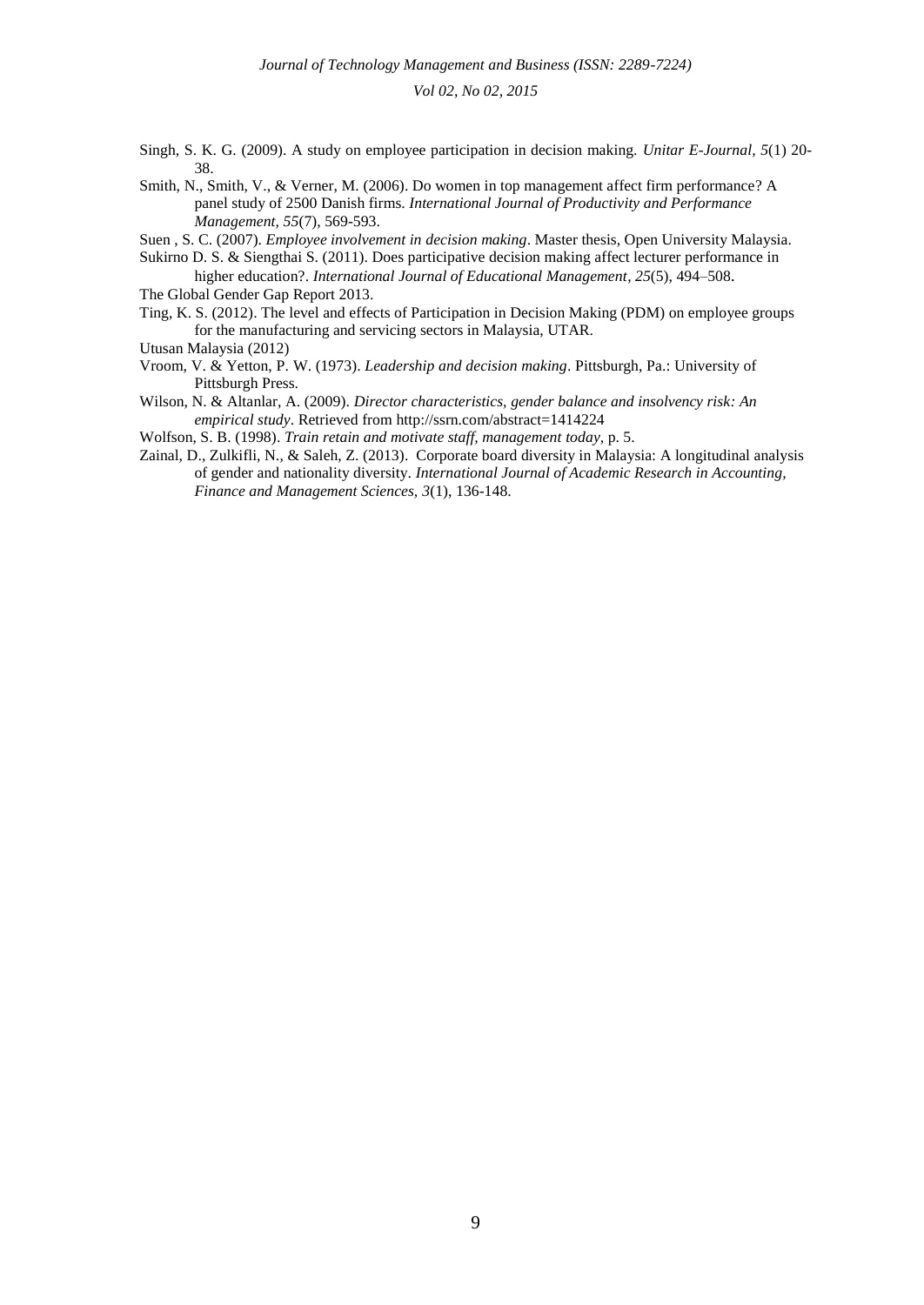Singh, S. K. G. (2009). A study on employee participation in decision making. *Unitar E-Journal, 5*(1) 20-38.

Smith, N., Smith, V., & Verner, M. (2006). Do women in top management affect firm performance? A panel study of 2500 Danish firms. *International Journal of Productivity and Performance Management, 55*(7), 569-593.

Suen , S. C. (2007). *Employee involvement in decision making*. Master thesis, Open University Malaysia.

Sukirno D. S. & Siengthai S. (2011). Does participative decision making affect lecturer performance in higher education?. *International Journal of Educational Management*, *25*(5), 494–508.

The Global Gender Gap Report 2013.

Ting, K. S. (2012). The level and effects of Participation in Decision Making (PDM) on employee groups for the manufacturing and servicing sectors in Malaysia, UTAR.

Utusan Malaysia (2012)

Vroom, V. & Yetton, P. W. (1973). *Leadership and decision making*. Pittsburgh, Pa.: University of Pittsburgh Press.

Wilson, N. & Altanlar, A. (2009). *Director characteristics, gender balance and insolvency risk: An empirical study*. Retrieved from http://ssrn.com/abstract=1414224

Wolfson, S. B. (1998). *Train retain and motivate staff, management today*, p. 5.

Zainal, D., Zulkifli, N., & Saleh, Z. (2013). Corporate board diversity in Malaysia: A longitudinal analysis of gender and nationality diversity. *International Journal of Academic Research in Accounting, Finance and Management Sciences, 3*(1), 136-148.